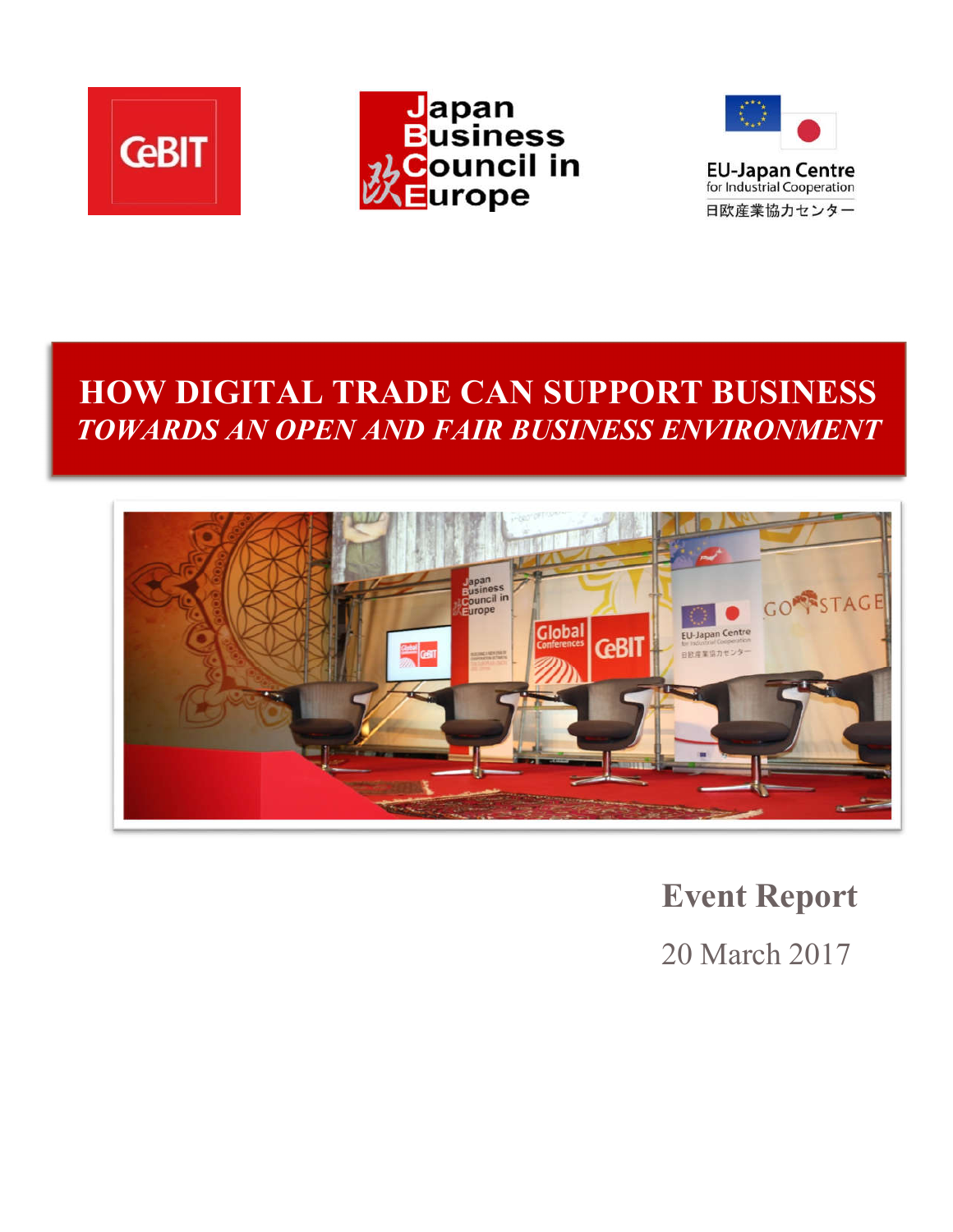# HOW DIGITAL TRADE CAN SUPPORT BUSINESS

## *TOWARDS AN OPEN AND FAIR BUSINESS ENVIRONMENT*

**Event Report**

20 March 2017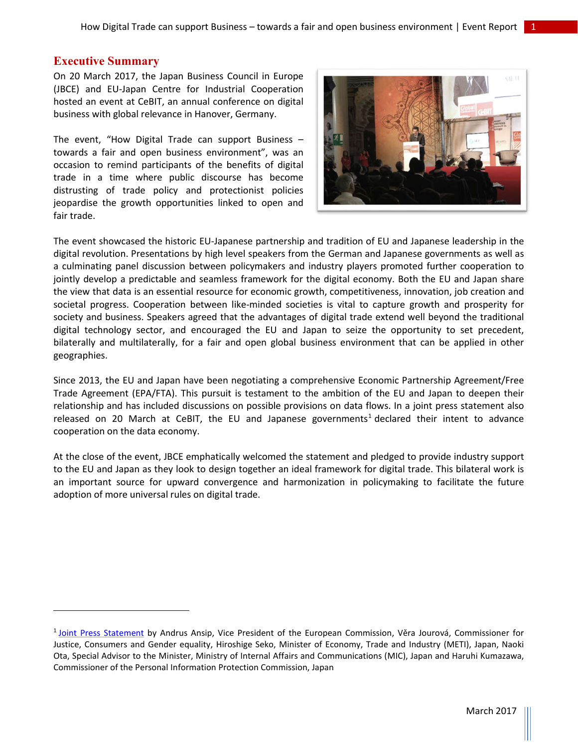## Executive Summary

On 20 March 2017, the Japan Business Council in Europe (JBCE) and EU-Japan Centre for Industrial Cooperation hosted an event at CeBIT, an annual conference on digital business with global relevance in Hanover, Germany.

The event, "How Digital Trade can support Business – towards a fair and open business environment", was an occasion to remind participants of the benefits of digital trade in a time where public discourse has become distrusting of trade policy and protectionist policies jeopardize the growth opportunities linked to open and fair trade.

The event showcased the historic EU-Japanese partnership and tradition of EU and Japanese leadership in the digital revolution. Presentations by high level speakers from the German and Japanese governments as well as a culminating panel discussion between policymakers and industry players promoted further cooperation to jointly develop a predictable and seamless framework for the digital economy. Both the EU and Japan share the view that data is an essential resource for economic growth, competitiveness, innovation, job creation and societal progress. Cooperation between like-minded societies is vital to capture growth and prosperity for society and business. Speakers agreed that the advantages of digital trade extend well beyond the traditional digital technology sector, and encouraged the EU and Japan to seize the opportunity to set precedent, bilaterally and multilaterally, for a fair and open global business environment that can be applied in other geographies.

Since 2013, the EU and Japan have been negotiating a comprehensive Economic Partnership Agreement/Free Trade Agreement (EPA/FTA). This pursuit is testament to the ambition of the EU and Japan to deepen their relationship and has included discussions on possible provisions on data flows. In a joint press statement also released on 20 March at CeBIT, the EU and Japanese governments[1] declared their intent to advance cooperation on the data economy.

At the close of the event, JBCE emphatically welcomed the statement and pledged to provide industry support to the EU and Japan as they look to design together an ideal framework for digital trade. This bilateral work is an important source for upward convergence and harmonization in policymaking to facilitate the future adoption of more universal rules on digital trade.

---

[1] Joint Press Statement by Andrus Ansip, Vice President of the European Commission, Věra Jourová, Commissioner for Justice, Consumers and Gender equality, Hiroshige Seko, Minister of Economy, Trade and Industry (METI), Japan, Naoki Ota, Special Advisor to the Minister, Ministry of Internal Affairs and Communications (MIC), Japan and Haruhi Kumazawa, Commissioner of the Personal Information Protection Commission, Japan

March 2017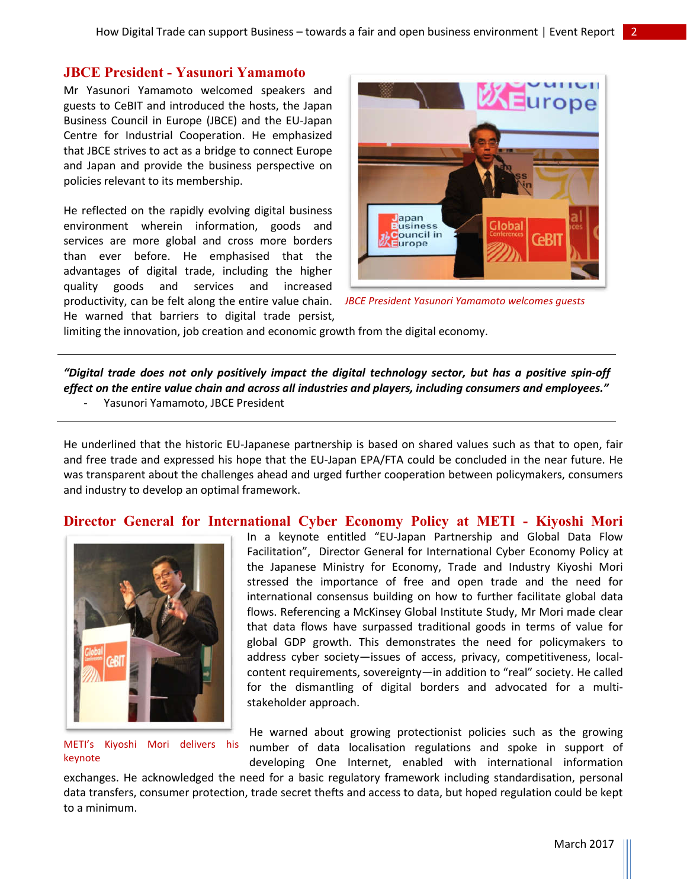## JBCE President - Yasunori Yamamoto

Mr Yasunori Yamamoto welcomed speakers and guests to CeBIT and introduced the hosts, the Japan Business Council in Europe (JBCE) and the EU-Japan Centre for Industrial Cooperation. He emphasized that JBCE strives to act as a bridge to connect Europe and Japan and provide the business perspective on policies relevant to its membership.

He reflected on the rapidly evolving digital business environment wherein information, goods and services are more global and cross more borders than ever before. He emphasised that the advantages of digital trade, including the higher quality goods and services and increased productivity, can be felt along the entire value chain. He warned that barriers to digital trade persist, limiting the innovation, job creation and economic growth from the digital economy.

*JBCE President Yasunori Yamamoto welcomes guests*

---

***"Digital trade does not only positively impact the digital technology sector, but has a positive spin-off effect on the entire value chain and across all industries and players, including consumers and employees."***

- Yasunori Yamamoto, JBCE President

---

He underlined that the historic EU-Japanese partnership is based on shared values such as that to open, fair and free trade and expressed his hope that the EU-Japan EPA/FTA could be concluded in the near future. He was transparent about the challenges ahead and urged further cooperation between policymakers, consumers and industry to develop an optimal framework.

## Director General for International Cyber Economy Policy at METI - Kiyoshi Mori

In a keynote entitled "EU-Japan Partnership and Global Data Flow Facilitation", Director General for International Cyber Economy Policy at the Japanese Ministry for Economy, Trade and Industry Kiyoshi Mori stressed the importance of free and open trade and the need for international consensus building on how to further facilitate global data flows. Referencing a McKinsey Global Institute Study, Mr Mori made clear that data flows have surpassed traditional goods in terms of value for global GDP growth. This demonstrates the need for policymakers to address cyber society—issues of access, privacy, competitiveness, local-content requirements, sovereignty—in addition to "real" society. He called for the dismantling of digital borders and advocated for a multi-stakeholder approach.

*METI's Kiyoshi Mori delivers his keynote*

He warned about growing protectionist policies such as the growing number of data localisation regulations and spoke in support of developing One Internet, enabled with international information exchanges. He acknowledged the need for a basic regulatory framework including standardisation, personal data transfers, consumer protection, trade secret thefts and access to data, but hoped regulation could be kept to a minimum.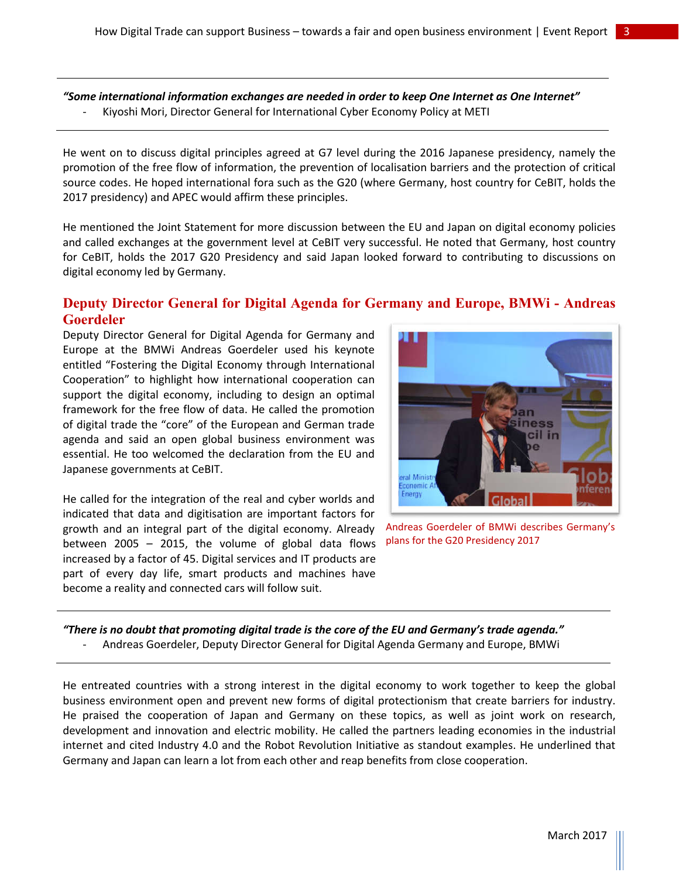*"Some international information exchanges are needed in order to keep One Internet as One Internet"*

- Kiyoshi Mori, Director General for International Cyber Economy Policy at METI

He went on to discuss digital principles agreed at G7 level during the 2016 Japanese presidency, namely the promotion of the free flow of information, the prevention of localisation barriers and the protection of critical source codes. He hoped international fora such as the G20 (where Germany, host country for CeBIT, holds the 2017 presidency) and APEC would affirm these principles.

He mentioned the Joint Statement for more discussion between the EU and Japan on digital economy policies and called exchanges at the government level at CeBIT very successful. He noted that Germany, host country for CeBIT, holds the 2017 G20 Presidency and said Japan looked forward to contributing to discussions on digital economy led by Germany.

## Deputy Director General for Digital Agenda for Germany and Europe, BMWi - Andreas Goerdeler

Deputy Director General for Digital Agenda for Germany and Europe at the BMWi Andreas Goerdeler used his keynote entitled "Fostering the Digital Economy through International Cooperation" to highlight how international cooperation can support the digital economy, including to design an optimal framework for the free flow of data. He called the promotion of digital trade the "core" of the European and German trade agenda and said an open global business environment was essential. He too welcomed the declaration from the EU and Japanese governments at CeBIT.

Andreas Goerdeler of BMWi describes Germany's plans for the G20 Presidency 2017

He called for the integration of the real and cyber worlds and indicated that data and digitisation are important factors for growth and an integral part of the digital economy. Already between 2005 – 2015, the volume of global data flows increased by a factor of 45. Digital services and IT products are part of every day life, smart products and machines have become a reality and connected cars will follow suit.

*"There is no doubt that promoting digital trade is the core of the EU and Germany's trade agenda."*

- Andreas Goerdeler, Deputy Director General for Digital Agenda Germany and Europe, BMWi

He entreated countries with a strong interest in the digital economy to work together to keep the global business environment open and prevent new forms of digital protectionism that create barriers for industry. He praised the cooperation of Japan and Germany on these topics, as well as joint work on research, development and innovation and electric mobility. He called the partners leading economies in the industrial internet and cited Industry 4.0 and the Robot Revolution Initiative as standout examples. He underlined that Germany and Japan can learn a lot from each other and reap benefits from close cooperation.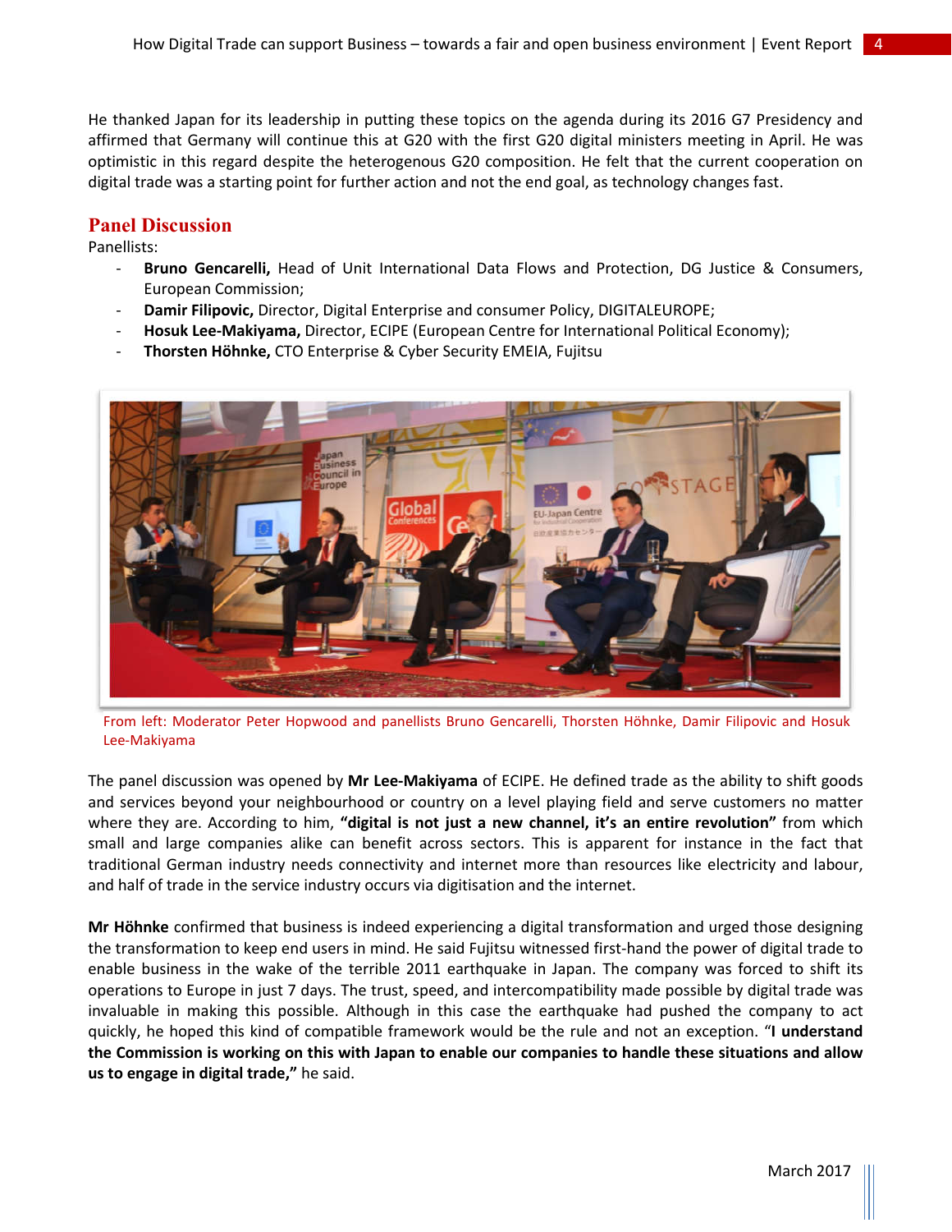He thanked Japan for its leadership in putting these topics on the agenda during its 2016 G7 Presidency and affirmed that Germany will continue this at G20 with the first G20 digital ministers meeting in April. He was optimistic in this regard despite the heterogenous G20 composition. He felt that the current cooperation on digital trade was a starting point for further action and not the end goal, as technology changes fast.

## Panel Discussion

Panellists:

- **Bruno Gencarelli,** Head of Unit International Data Flows and Protection, DG Justice & Consumers, European Commission;
- **Damir Filipovic,** Director, Digital Enterprise and consumer Policy, DIGITALEUROPE;
- **Hosuk Lee-Makiyama,** Director, ECIPE (European Centre for International Political Economy);
- **Thorsten Höhnke,** CTO Enterprise & Cyber Security EMEIA, Fujitsu

From left: Moderator Peter Hopwood and panellists Bruno Gencarelli, Thorsten Höhnke, Damir Filipovic and Hosuk Lee-Makiyama

The panel discussion was opened by **Mr Lee-Makiyama** of ECIPE. He defined trade as the ability to shift goods and services beyond your neighbourhood or country on a level playing field and serve customers no matter where they are. According to him, **"digital is not just a new channel, it's an entire revolution"** from which small and large companies alike can benefit across sectors. This is apparent for instance in the fact that traditional German industry needs connectivity and internet more than resources like electricity and labour, and half of trade in the service industry occurs via digitisation and the internet.

**Mr Höhnke** confirmed that business is indeed experiencing a digital transformation and urged those designing the transformation to keep end users in mind. He said Fujitsu witnessed first-hand the power of digital trade to enable business in the wake of the terrible 2011 earthquake in Japan. The company was forced to shift its operations to Europe in just 7 days. The trust, speed, and intercompatibility made possible by digital trade was invaluable in making this possible. Although in this case the earthquake had pushed the company to act quickly, he hoped this kind of compatible framework would be the rule and not an exception. "**I understand the Commission is working on this with Japan to enable our companies to handle these situations and allow us to engage in digital trade,"** he said.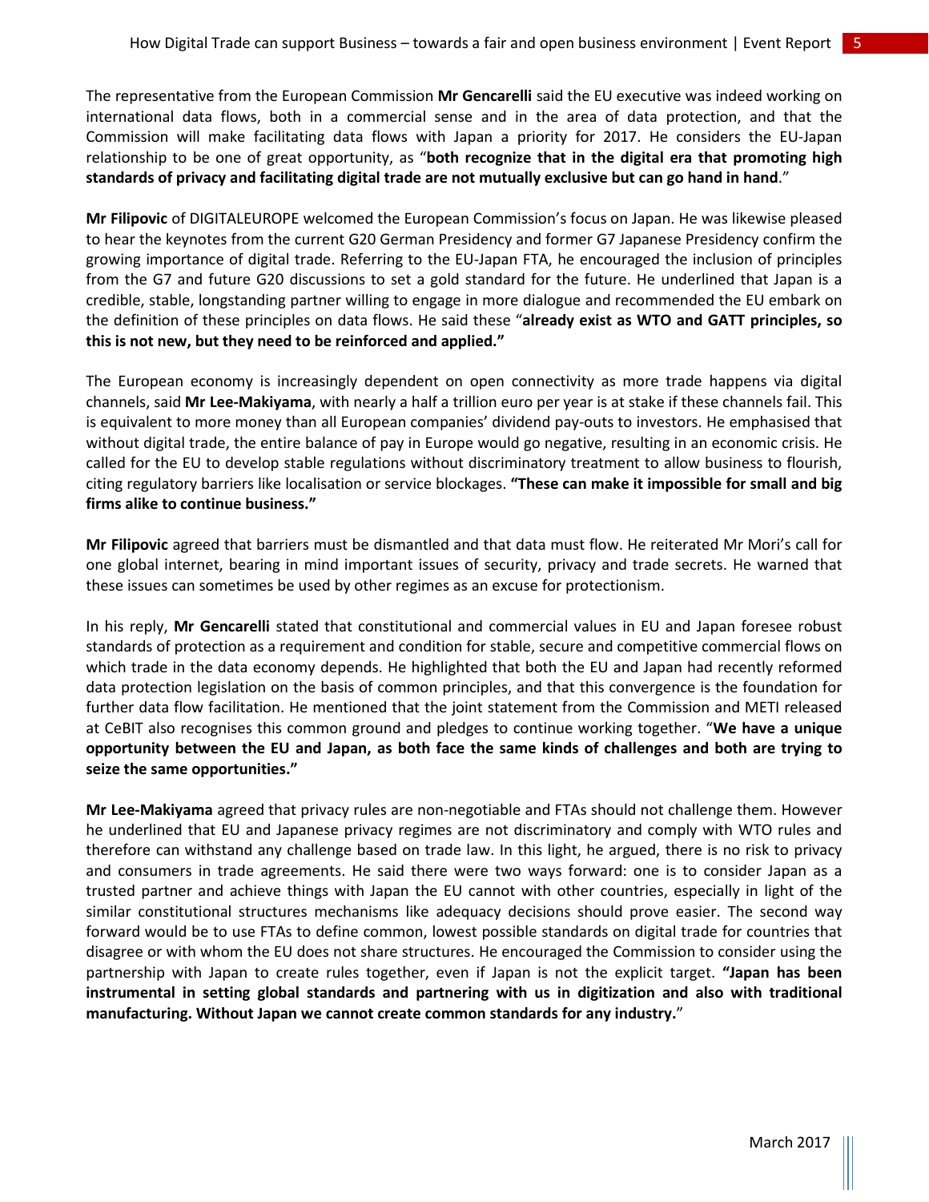The representative from the European Commission **Mr Gencarelli** said the EU executive was indeed working on international data flows, both in a commercial sense and in the area of data protection, and that the Commission will make facilitating data flows with Japan a priority for 2017. He considers the EU-Japan relationship to be one of great opportunity, as "**both recognize that in the digital era that promoting high standards of privacy and facilitating digital trade are not mutually exclusive but can go hand in hand**."

**Mr Filipovic** of DIGITALEUROPE welcomed the European Commission's focus on Japan. He was likewise pleased to hear the keynotes from the current G20 German Presidency and former G7 Japanese Presidency confirm the growing importance of digital trade. Referring to the EU-Japan FTA, he encouraged the inclusion of principles from the G7 and future G20 discussions to set a gold standard for the future. He underlined that Japan is a credible, stable, longstanding partner willing to engage in more dialogue and recommended the EU embark on the definition of these principles on data flows. He said these "**already exist as WTO and GATT principles, so this is not new, but they need to be reinforced and applied."**

The European economy is increasingly dependent on open connectivity as more trade happens via digital channels, said **Mr Lee-Makiyama**, with nearly a half a trillion euro per year is at stake if these channels fail. This is equivalent to more money than all European companies' dividend pay-outs to investors. He emphasised that without digital trade, the entire balance of pay in Europe would go negative, resulting in an economic crisis. He called for the EU to develop stable regulations without discriminatory treatment to allow business to flourish, citing regulatory barriers like localisation or service blockages. **"These can make it impossible for small and big firms alike to continue business."**

**Mr Filipovic** agreed that barriers must be dismantled and that data must flow. He reiterated Mr Mori's call for one global internet, bearing in mind important issues of security, privacy and trade secrets. He warned that these issues can sometimes be used by other regimes as an excuse for protectionism.

In his reply, **Mr Gencarelli** stated that constitutional and commercial values in EU and Japan foresee robust standards of protection as a requirement and condition for stable, secure and competitive commercial flows on which trade in the data economy depends. He highlighted that both the EU and Japan had recently reformed data protection legislation on the basis of common principles, and that this convergence is the foundation for further data flow facilitation. He mentioned that the joint statement from the Commission and METI released at CeBIT also recognises this common ground and pledges to continue working together. "**We have a unique opportunity between the EU and Japan, as both face the same kinds of challenges and both are trying to seize the same opportunities."**

**Mr Lee-Makiyama** agreed that privacy rules are non-negotiable and FTAs should not challenge them. However he underlined that EU and Japanese privacy regimes are not discriminatory and comply with WTO rules and therefore can withstand any challenge based on trade law. In this light, he argued, there is no risk to privacy and consumers in trade agreements. He said there were two ways forward: one is to consider Japan as a trusted partner and achieve things with Japan the EU cannot with other countries, especially in light of the similar constitutional structures mechanisms like adequacy decisions should prove easier. The second way forward would be to use FTAs to define common, lowest possible standards on digital trade for countries that disagree or with whom the EU does not share structures. He encouraged the Commission to consider using the partnership with Japan to create rules together, even if Japan is not the explicit target. **"Japan has been instrumental in setting global standards and partnering with us in digitization and also with traditional manufacturing. Without Japan we cannot create common standards for any industry.**"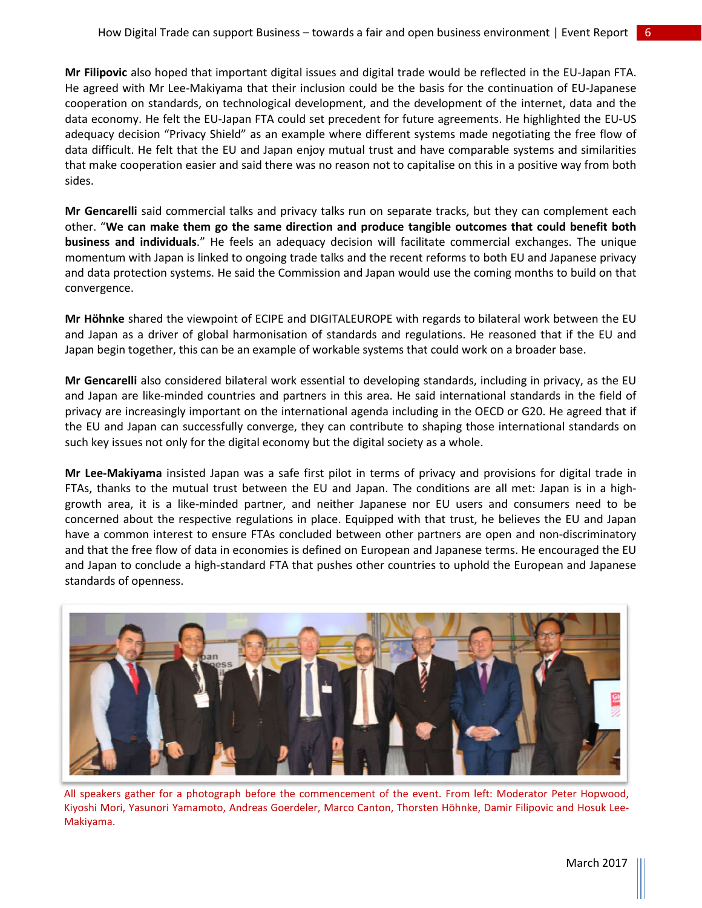**Mr Filipovic** also hoped that important digital issues and digital trade would be reflected in the EU-Japan FTA. He agreed with Mr Lee-Makiyama that their inclusion could be the basis for the continuation of EU-Japanese cooperation on standards, on technological development, and the development of the internet, data and the data economy. He felt the EU-Japan FTA could set precedent for future agreements. He highlighted the EU-US adequacy decision "Privacy Shield" as an example where different systems made negotiating the free flow of data difficult. He felt that the EU and Japan enjoy mutual trust and have comparable systems and similarities that make cooperation easier and said there was no reason not to capitalise on this in a positive way from both sides.

**Mr Gencarelli** said commercial talks and privacy talks run on separate tracks, but they can complement each other. "**We can make them go the same direction and produce tangible outcomes that could benefit both business and individuals**." He feels an adequacy decision will facilitate commercial exchanges. The unique momentum with Japan is linked to ongoing trade talks and the recent reforms to both EU and Japanese privacy and data protection systems. He said the Commission and Japan would use the coming months to build on that convergence.

**Mr Höhnke** shared the viewpoint of ECIPE and DIGITALEUROPE with regards to bilateral work between the EU and Japan as a driver of global harmonisation of standards and regulations. He reasoned that if the EU and Japan begin together, this can be an example of workable systems that could work on a broader base.

**Mr Gencarelli** also considered bilateral work essential to developing standards, including in privacy, as the EU and Japan are like-minded countries and partners in this area. He said international standards in the field of privacy are increasingly important on the international agenda including in the OECD or G20. He agreed that if the EU and Japan can successfully converge, they can contribute to shaping those international standards on such key issues not only for the digital economy but the digital society as a whole.

**Mr Lee-Makiyama** insisted Japan was a safe first pilot in terms of privacy and provisions for digital trade in FTAs, thanks to the mutual trust between the EU and Japan. The conditions are all met: Japan is in a high-growth area, it is a like-minded partner, and neither Japanese nor EU users and consumers need to be concerned about the respective regulations in place. Equipped with that trust, he believes the EU and Japan have a common interest to ensure FTAs concluded between other partners are open and non-discriminatory and that the free flow of data in economies is defined on European and Japanese terms. He encouraged the EU and Japan to conclude a high-standard FTA that pushes other countries to uphold the European and Japanese standards of openness.

All speakers gather for a photograph before the commencement of the event. From left: Moderator Peter Hopwood, Kiyoshi Mori, Yasunori Yamamoto, Andreas Goerdeler, Marco Canton, Thorsten Höhnke, Damir Filipovic and Hosuk Lee-Makiyama.

March 2017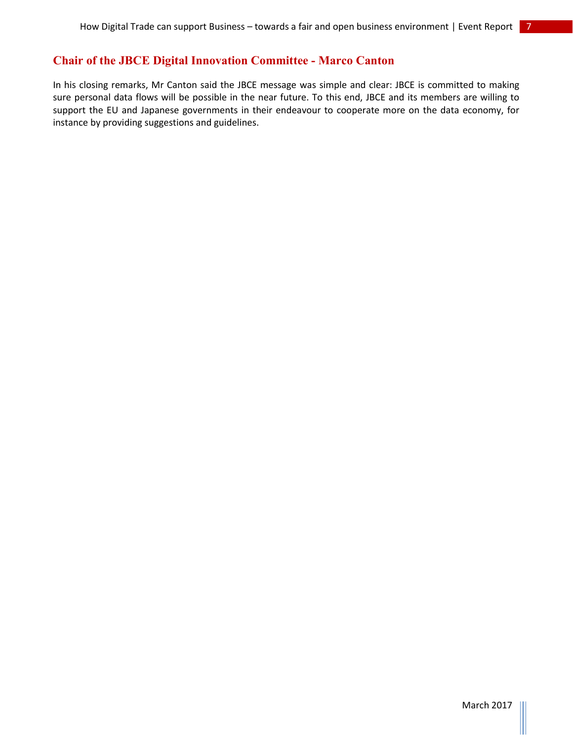## Chair of the JBCE Digital Innovation Committee - Marco Canton

In his closing remarks, Mr Canton said the JBCE message was simple and clear: JBCE is committed to making sure personal data flows will be possible in the near future. To this end, JBCE and its members are willing to support the EU and Japanese governments in their endeavour to cooperate more on the data economy, for instance by providing suggestions and guidelines.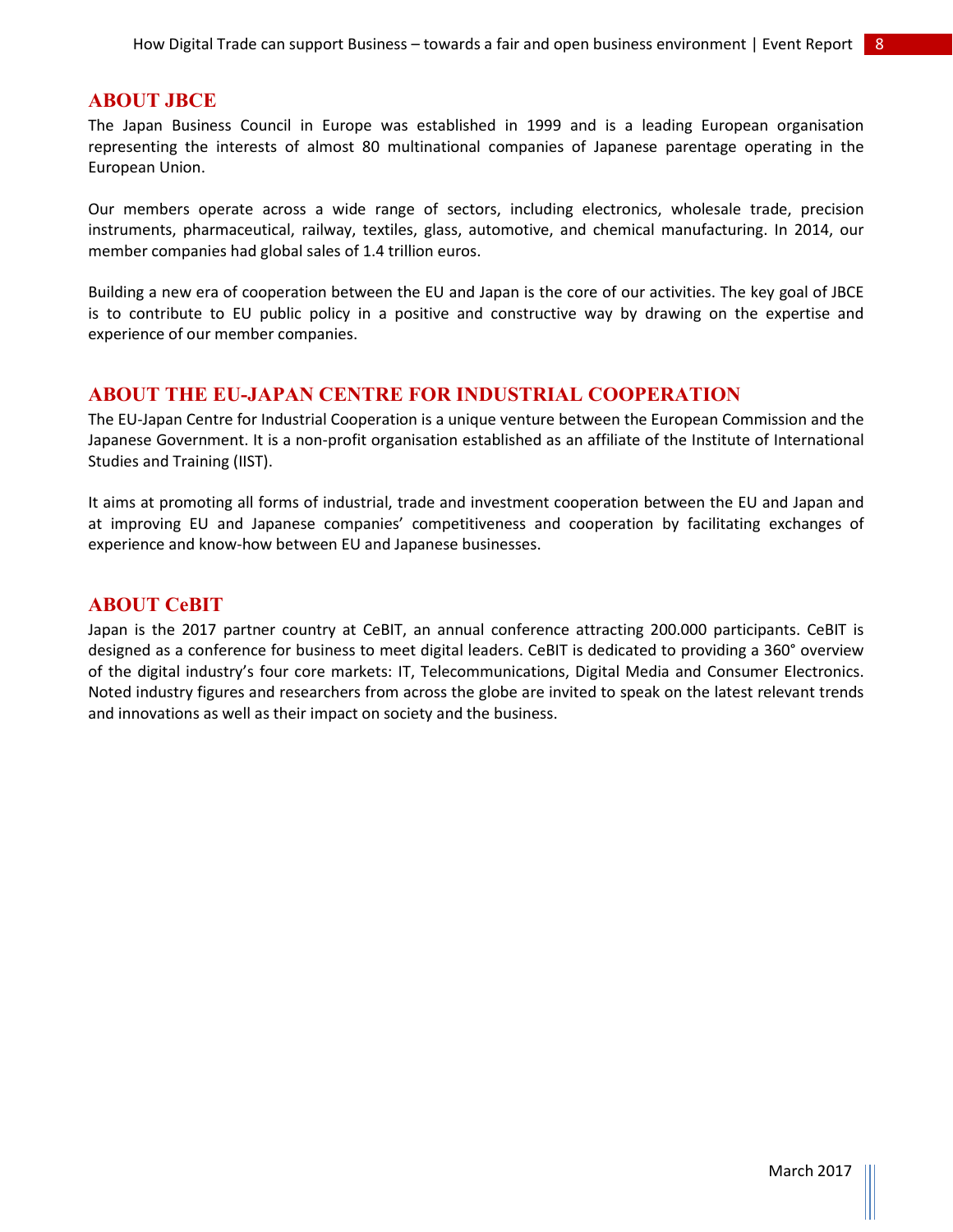## ABOUT JBCE

The Japan Business Council in Europe was established in 1999 and is a leading European organisation representing the interests of almost 80 multinational companies of Japanese parentage operating in the European Union.

Our members operate across a wide range of sectors, including electronics, wholesale trade, precision instruments, pharmaceutical, railway, textiles, glass, automotive, and chemical manufacturing. In 2014, our member companies had global sales of 1.4 trillion euros.

Building a new era of cooperation between the EU and Japan is the core of our activities. The key goal of JBCE is to contribute to EU public policy in a positive and constructive way by drawing on the expertise and experience of our member companies.

## ABOUT THE EU-JAPAN CENTRE FOR INDUSTRIAL COOPERATION

The EU-Japan Centre for Industrial Cooperation is a unique venture between the European Commission and the Japanese Government. It is a non-profit organisation established as an affiliate of the Institute of International Studies and Training (IIST).

It aims at promoting all forms of industrial, trade and investment cooperation between the EU and Japan and at improving EU and Japanese companies' competitiveness and cooperation by facilitating exchanges of experience and know-how between EU and Japanese businesses.

## ABOUT CeBIT

Japan is the 2017 partner country at CeBIT, an annual conference attracting 200.000 participants. CeBIT is designed as a conference for business to meet digital leaders. CeBIT is dedicated to providing a 360° overview of the digital industry's four core markets: IT, Telecommunications, Digital Media and Consumer Electronics. Noted industry figures and researchers from across the globe are invited to speak on the latest relevant trends and innovations as well as their impact on society and the business.